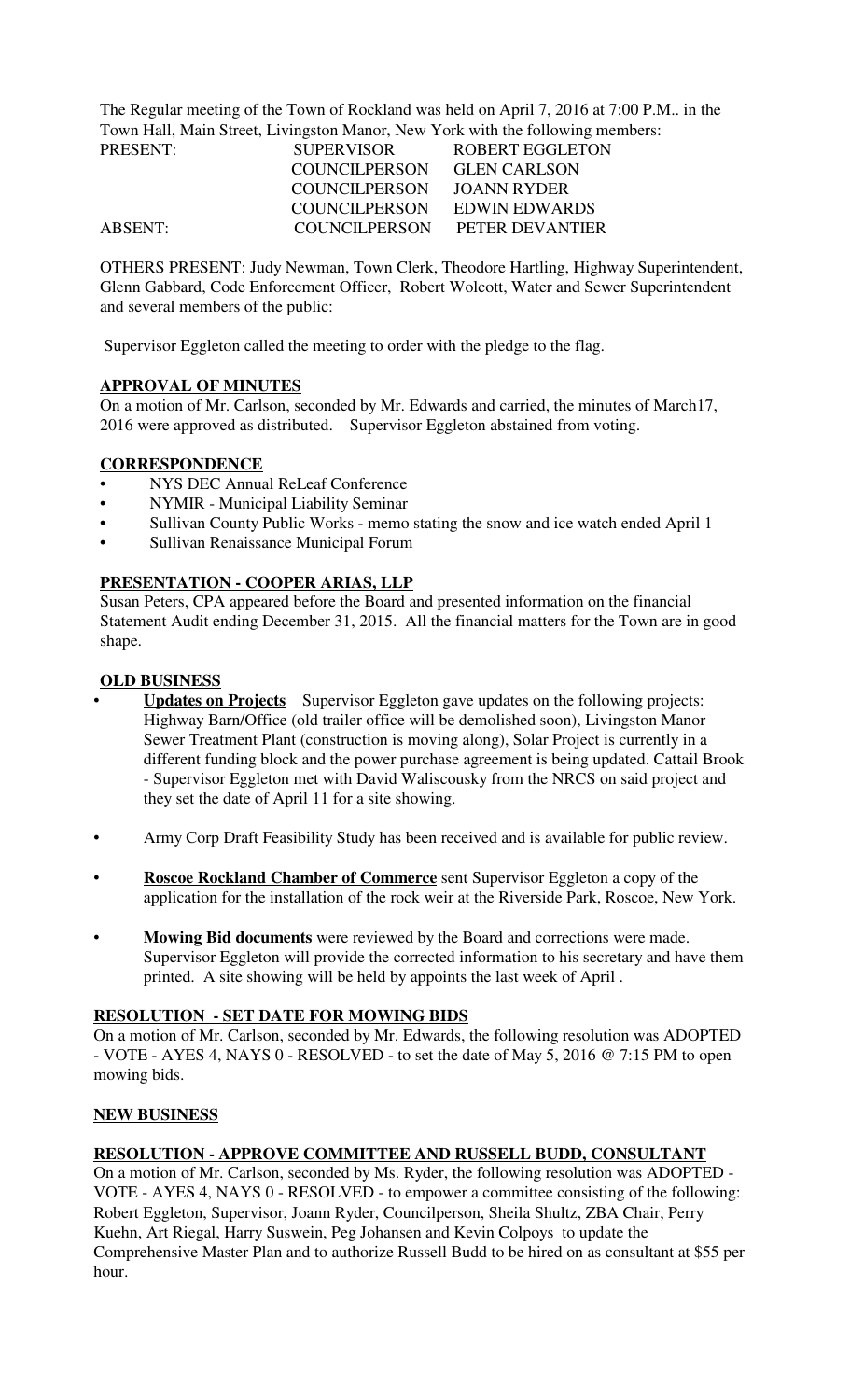The Regular meeting of the Town of Rockland was held on April 7, 2016 at 7:00 P.M.. in the Town Hall, Main Street, Livingston Manor, New York with the following members:

| | | |
|---|---|---|
| PRESENT: | SUPERVISOR | ROBERT EGGLETON |
| | COUNCILPERSON | GLEN CARLSON |
| | COUNCILPERSON | JOANN RYDER |
| | COUNCILPERSON | EDWIN EDWARDS |
| ABSENT: | COUNCILPERSON | PETER DEVANTIER |

OTHERS PRESENT: Judy Newman, Town Clerk, Theodore Hartling, Highway Superintendent, Glenn Gabbard, Code Enforcement Officer, Robert Wolcott, Water and Sewer Superintendent and several members of the public:

Supervisor Eggleton called the meeting to order with the pledge to the flag.

**APPROVAL OF MINUTES**

On a motion of Mr. Carlson, seconded by Mr. Edwards and carried, the minutes of March17, 2016 were approved as distributed. Supervisor Eggleton abstained from voting.

**CORRESPONDENCE**

- NYS DEC Annual ReLeaf Conference
- NYMIR - Municipal Liability Seminar
- Sullivan County Public Works - memo stating the snow and ice watch ended April 1
- Sullivan Renaissance Municipal Forum

**PRESENTATION - COOPER ARIAS, LLP**

Susan Peters, CPA appeared before the Board and presented information on the financial Statement Audit ending December 31, 2015. All the financial matters for the Town are in good shape.

**OLD BUSINESS**

- **Updates on Projects** Supervisor Eggleton gave updates on the following projects: Highway Barn/Office (old trailer office will be demolished soon), Livingston Manor Sewer Treatment Plant (construction is moving along), Solar Project is currently in a different funding block and the power purchase agreement is being updated. Cattail Brook - Supervisor Eggleton met with David Waliscousky from the NRCS on said project and they set the date of April 11 for a site showing.
- Army Corp Draft Feasibility Study has been received and is available for public review.
- **Roscoe Rockland Chamber of Commerce** sent Supervisor Eggleton a copy of the application for the installation of the rock weir at the Riverside Park, Roscoe, New York.
- **Mowing Bid documents** were reviewed by the Board and corrections were made. Supervisor Eggleton will provide the corrected information to his secretary and have them printed. A site showing will be held by appoints the last week of April .

**RESOLUTION - SET DATE FOR MOWING BIDS**

On a motion of Mr. Carlson, seconded by Mr. Edwards, the following resolution was ADOPTED - VOTE - AYES 4, NAYS 0 - RESOLVED - to set the date of May 5, 2016 @ 7:15 PM to open mowing bids.

**NEW BUSINESS**

**RESOLUTION - APPROVE COMMITTEE AND RUSSELL BUDD, CONSULTANT**

On a motion of Mr. Carlson, seconded by Ms. Ryder, the following resolution was ADOPTED - VOTE - AYES 4, NAYS 0 - RESOLVED - to empower a committee consisting of the following: Robert Eggleton, Supervisor, Joann Ryder, Councilperson, Sheila Shultz, ZBA Chair, Perry Kuehn, Art Riegal, Harry Suswein, Peg Johansen and Kevin Colpoys to update the Comprehensive Master Plan and to authorize Russell Budd to be hired on as consultant at $55 per hour.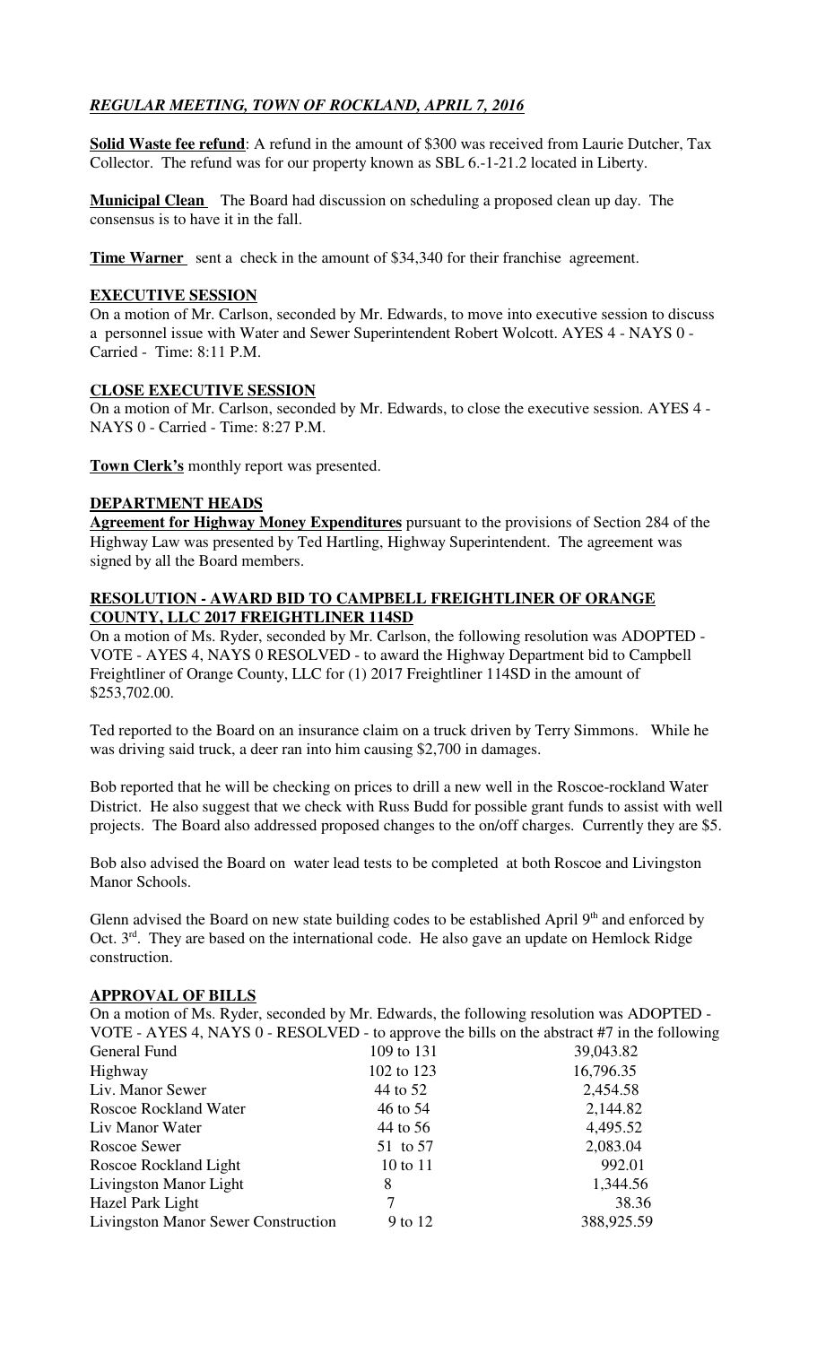## *REGULAR MEETING, TOWN OF ROCKLAND, APRIL 7, 2016*

**Solid Waste fee refund**: A refund in the amount of $300 was received from Laurie Dutcher, Tax Collector. The refund was for our property known as SBL 6.-1-21.2 located in Liberty.

**Municipal Clean** The Board had discussion on scheduling a proposed clean up day. The consensus is to have it in the fall.

**Time Warner** sent a check in the amount of $34,340 for their franchise agreement.

### **EXECUTIVE SESSION**

On a motion of Mr. Carlson, seconded by Mr. Edwards, to move into executive session to discuss a personnel issue with Water and Sewer Superintendent Robert Wolcott. AYES 4 - NAYS 0 - Carried - Time: 8:11 P.M.

### **CLOSE EXECUTIVE SESSION**

On a motion of Mr. Carlson, seconded by Mr. Edwards, to close the executive session. AYES 4 - NAYS 0 - Carried - Time: 8:27 P.M.

**Town Clerk's** monthly report was presented.

### **DEPARTMENT HEADS**

**Agreement for Highway Money Expenditures** pursuant to the provisions of Section 284 of the Highway Law was presented by Ted Hartling, Highway Superintendent. The agreement was signed by all the Board members.

### **RESOLUTION - AWARD BID TO CAMPBELL FREIGHTLINER OF ORANGE COUNTY, LLC 2017 FREIGHTLINER 114SD**

On a motion of Ms. Ryder, seconded by Mr. Carlson, the following resolution was ADOPTED - VOTE - AYES 4, NAYS 0 RESOLVED - to award the Highway Department bid to Campbell Freightliner of Orange County, LLC for (1) 2017 Freightliner 114SD in the amount of $253,702.00.

Ted reported to the Board on an insurance claim on a truck driven by Terry Simmons. While he was driving said truck, a deer ran into him causing $2,700 in damages.

Bob reported that he will be checking on prices to drill a new well in the Roscoe-rockland Water District. He also suggest that we check with Russ Budd for possible grant funds to assist with well projects. The Board also addressed proposed changes to the on/off charges. Currently they are $5.

Bob also advised the Board on water lead tests to be completed at both Roscoe and Livingston Manor Schools.

Glenn advised the Board on new state building codes to be established April 9th and enforced by Oct. 3rd. They are based on the international code. He also gave an update on Hemlock Ridge construction.

### **APPROVAL OF BILLS**

On a motion of Ms. Ryder, seconded by Mr. Edwards, the following resolution was ADOPTED - VOTE - AYES 4, NAYS 0 - RESOLVED - to approve the bills on the abstract #7 in the following

| | | |
|---|---|---|
| General Fund | 109 to 131 | 39,043.82 |
| Highway | 102 to 123 | 16,796.35 |
| Liv. Manor Sewer | 44 to 52 | 2,454.58 |
| Roscoe Rockland Water | 46 to 54 | 2,144.82 |
| Liv Manor Water | 44 to 56 | 4,495.52 |
| Roscoe Sewer | 51 to 57 | 2,083.04 |
| Roscoe Rockland Light | 10 to 11 | 992.01 |
| Livingston Manor Light | 8 | 1,344.56 |
| Hazel Park Light | 7 | 38.36 |
| Livingston Manor Sewer Construction | 9 to 12 | 388,925.59 |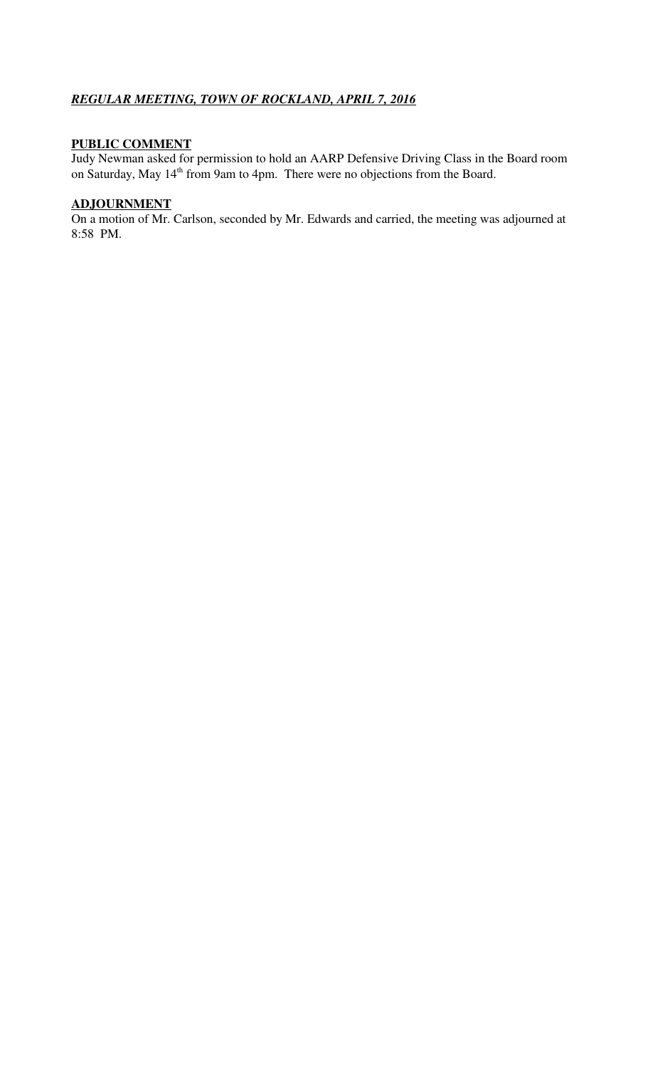***REGULAR MEETING, TOWN OF ROCKLAND, APRIL 7, 2016***

**PUBLIC COMMENT**

Judy Newman asked for permission to hold an AARP Defensive Driving Class in the Board room on Saturday, May 14th from 9am to 4pm. There were no objections from the Board.

**ADJOURNMENT**

On a motion of Mr. Carlson, seconded by Mr. Edwards and carried, the meeting was adjourned at 8:58 PM.